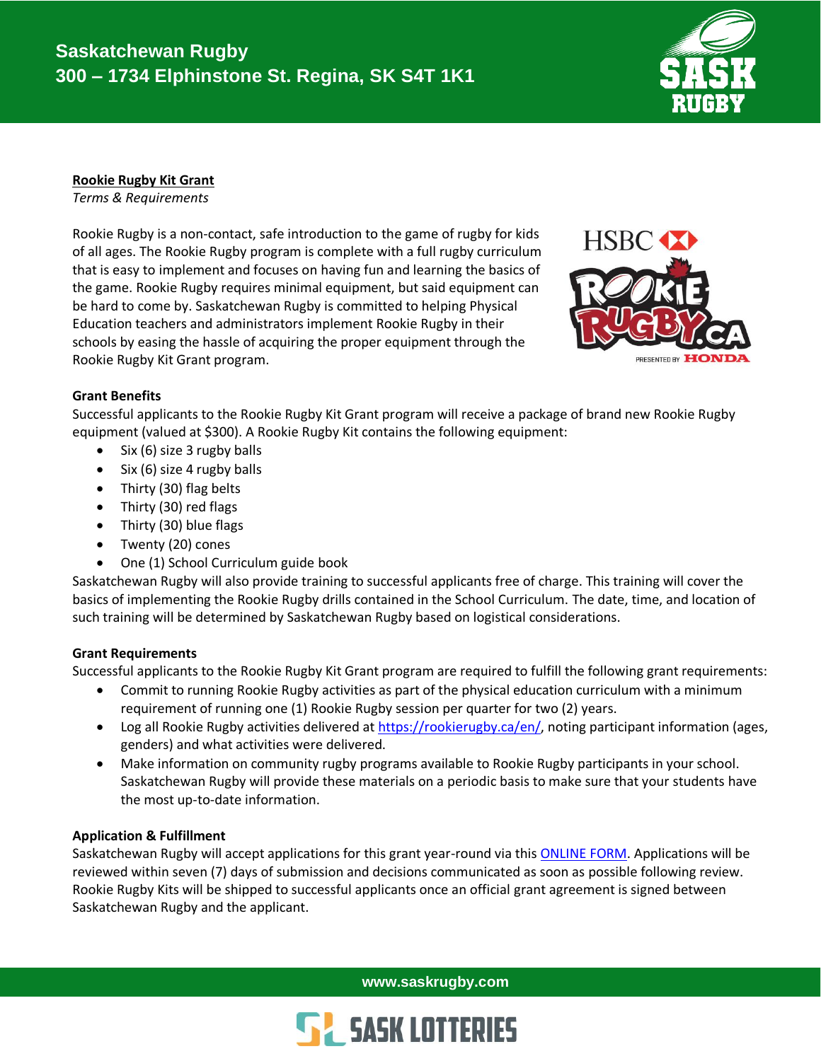# Saskatchewan Rugby
## 300 – 1734 Elphinstone St. Regina, SK S4T 1K1

**Rookie Rugby Kit Grant**

*Terms & Requirements*

Rookie Rugby is a non-contact, safe introduction to the game of rugby for kids of all ages. The Rookie Rugby program is complete with a full rugby curriculum that is easy to implement and focuses on having fun and learning the basics of the game. Rookie Rugby requires minimal equipment, but said equipment can be hard to come by. Saskatchewan Rugby is committed to helping Physical Education teachers and administrators implement Rookie Rugby in their schools by easing the hassle of acquiring the proper equipment through the Rookie Rugby Kit Grant program.

**Grant Benefits**

Successful applicants to the Rookie Rugby Kit Grant program will receive a package of brand new Rookie Rugby equipment (valued at $300). A Rookie Rugby Kit contains the following equipment:

- Six (6) size 3 rugby balls
- Six (6) size 4 rugby balls
- Thirty (30) flag belts
- Thirty (30) red flags
- Thirty (30) blue flags
- Twenty (20) cones
- One (1) School Curriculum guide book

Saskatchewan Rugby will also provide training to successful applicants free of charge. This training will cover the basics of implementing the Rookie Rugby drills contained in the School Curriculum. The date, time, and location of such training will be determined by Saskatchewan Rugby based on logistical considerations.

**Grant Requirements**

Successful applicants to the Rookie Rugby Kit Grant program are required to fulfill the following grant requirements:

- Commit to running Rookie Rugby activities as part of the physical education curriculum with a minimum requirement of running one (1) Rookie Rugby session per quarter for two (2) years.
- Log all Rookie Rugby activities delivered at https://rookierugby.ca/en/, noting participant information (ages, genders) and what activities were delivered.
- Make information on community rugby programs available to Rookie Rugby participants in your school. Saskatchewan Rugby will provide these materials on a periodic basis to make sure that your students have the most up-to-date information.

**Application & Fulfillment**

Saskatchewan Rugby will accept applications for this grant year-round via this ONLINE FORM. Applications will be reviewed within seven (7) days of submission and decisions communicated as soon as possible following review. Rookie Rugby Kits will be shipped to successful applicants once an official grant agreement is signed between Saskatchewan Rugby and the applicant.

www.saskrugby.com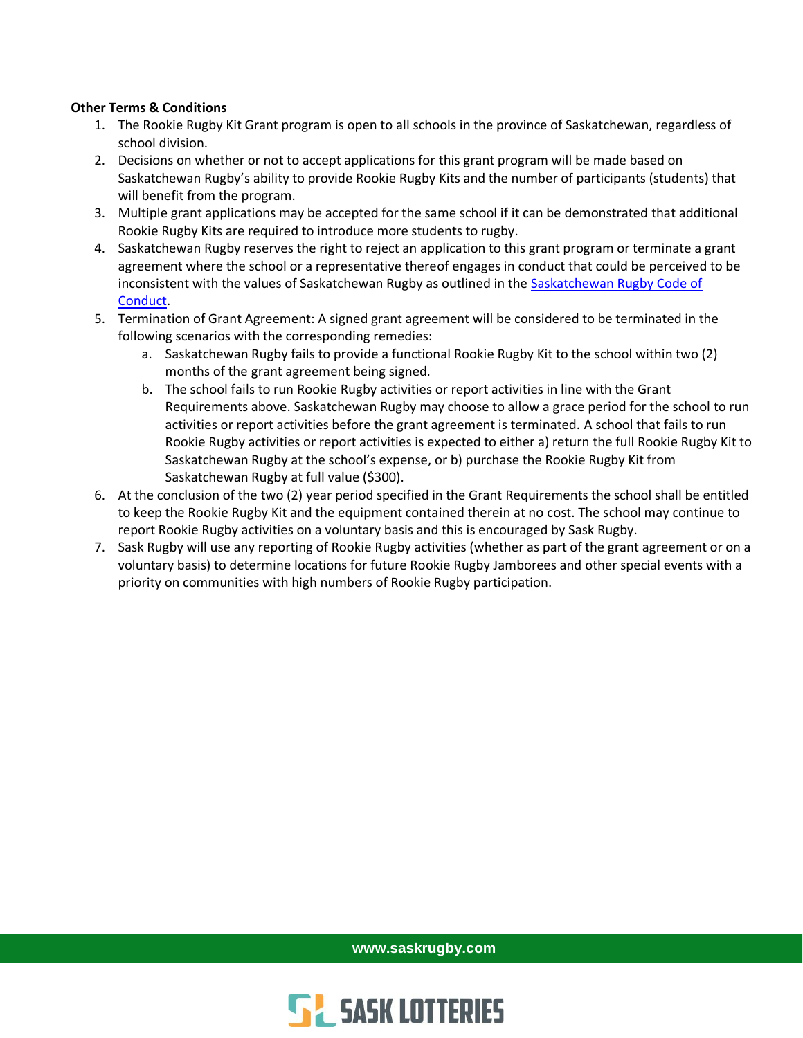**Other Terms & Conditions**

1. The Rookie Rugby Kit Grant program is open to all schools in the province of Saskatchewan, regardless of school division.
2. Decisions on whether or not to accept applications for this grant program will be made based on Saskatchewan Rugby's ability to provide Rookie Rugby Kits and the number of participants (students) that will benefit from the program.
3. Multiple grant applications may be accepted for the same school if it can be demonstrated that additional Rookie Rugby Kits are required to introduce more students to rugby.
4. Saskatchewan Rugby reserves the right to reject an application to this grant program or terminate a grant agreement where the school or a representative thereof engages in conduct that could be perceived to be inconsistent with the values of Saskatchewan Rugby as outlined in the Saskatchewan Rugby Code of Conduct.
5. Termination of Grant Agreement: A signed grant agreement will be considered to be terminated in the following scenarios with the corresponding remedies:
    a. Saskatchewan Rugby fails to provide a functional Rookie Rugby Kit to the school within two (2) months of the grant agreement being signed.
    b. The school fails to run Rookie Rugby activities or report activities in line with the Grant Requirements above. Saskatchewan Rugby may choose to allow a grace period for the school to run activities or report activities before the grant agreement is terminated. A school that fails to run Rookie Rugby activities or report activities is expected to either a) return the full Rookie Rugby Kit to Saskatchewan Rugby at the school's expense, or b) purchase the Rookie Rugby Kit from Saskatchewan Rugby at full value ($300).
6. At the conclusion of the two (2) year period specified in the Grant Requirements the school shall be entitled to keep the Rookie Rugby Kit and the equipment contained therein at no cost. The school may continue to report Rookie Rugby activities on a voluntary basis and this is encouraged by Sask Rugby.
7. Sask Rugby will use any reporting of Rookie Rugby activities (whether as part of the grant agreement or on a voluntary basis) to determine locations for future Rookie Rugby Jamborees and other special events with a priority on communities with high numbers of Rookie Rugby participation.

www.saskrugby.com

SASK LOTTERIES